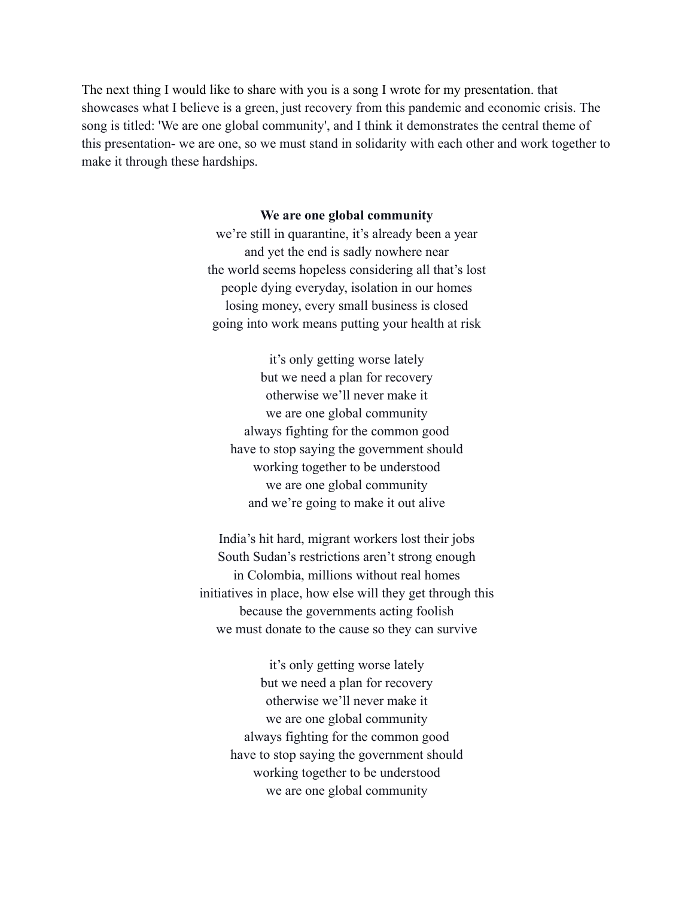The next thing I would like to share with you is a song I wrote for my presentation. that showcases what I believe is a green, just recovery from this pandemic and economic crisis. The song is titled: 'We are one global community', and I think it demonstrates the central theme of this presentation- we are one, so we must stand in solidarity with each other and work together to make it through these hardships.

**We are one global community**

we're still in quarantine, it's already been a year
and yet the end is sadly nowhere near
the world seems hopeless considering all that's lost
people dying everyday, isolation in our homes
losing money, every small business is closed
going into work means putting your health at risk

it's only getting worse lately
but we need a plan for recovery
otherwise we'll never make it
we are one global community
always fighting for the common good
have to stop saying the government should
working together to be understood
we are one global community
and we're going to make it out alive

India's hit hard, migrant workers lost their jobs
South Sudan's restrictions aren't strong enough
in Colombia, millions without real homes
initiatives in place, how else will they get through this
because the governments acting foolish
we must donate to the cause so they can survive

it's only getting worse lately
but we need a plan for recovery
otherwise we'll never make it
we are one global community
always fighting for the common good
have to stop saying the government should
working together to be understood
we are one global community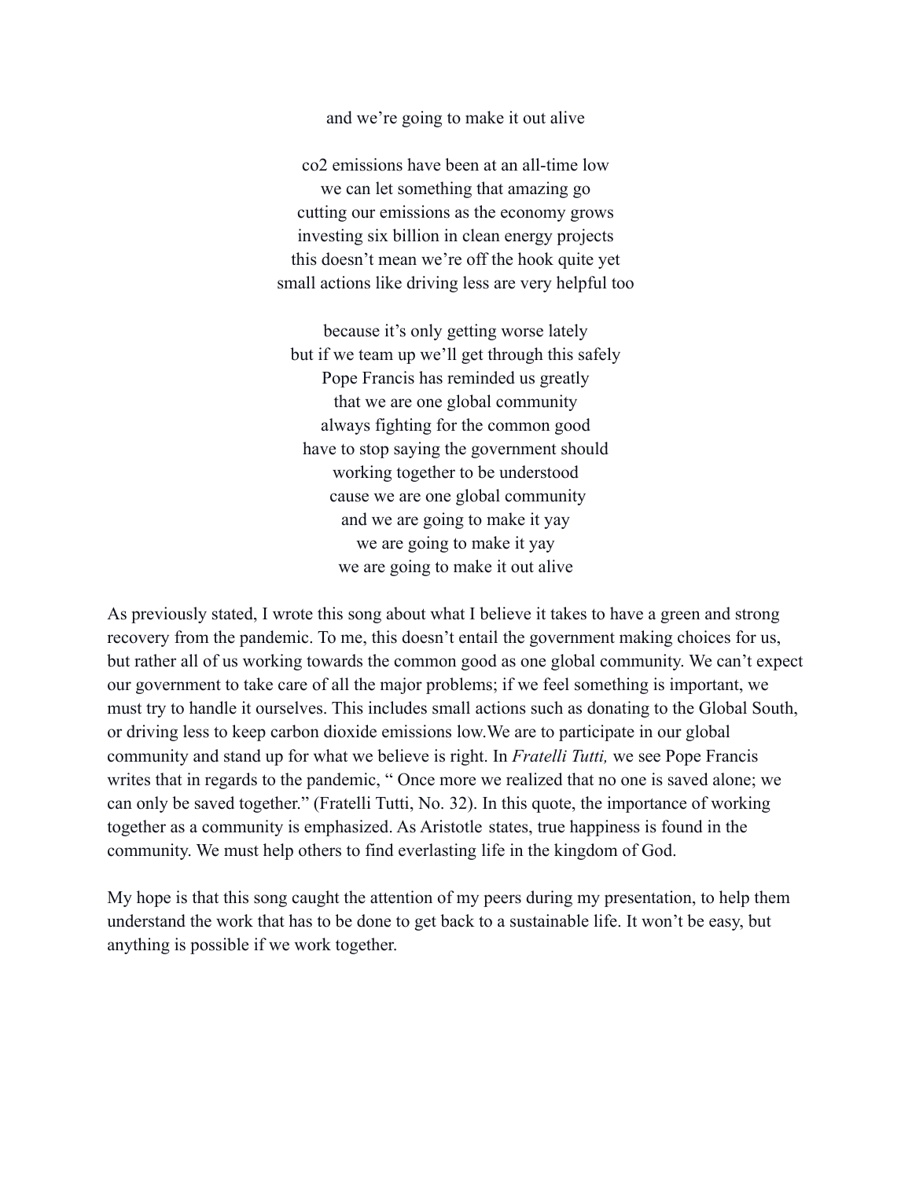and we're going to make it out alive

co2 emissions have been at an all-time low  
we can let something that amazing go  
cutting our emissions as the economy grows  
investing six billion in clean energy projects  
this doesn't mean we're off the hook quite yet  
small actions like driving less are very helpful too

because it's only getting worse lately  
but if we team up we'll get through this safely  
Pope Francis has reminded us greatly  
that we are one global community  
always fighting for the common good  
have to stop saying the government should  
working together to be understood  
cause we are one global community  
and we are going to make it yay  
we are going to make it yay  
we are going to make it out alive

As previously stated, I wrote this song about what I believe it takes to have a green and strong recovery from the pandemic. To me, this doesn't entail the government making choices for us, but rather all of us working towards the common good as one global community. We can't expect our government to take care of all the major problems; if we feel something is important, we must try to handle it ourselves. This includes small actions such as donating to the Global South, or driving less to keep carbon dioxide emissions low.We are to participate in our global community and stand up for what we believe is right. In *Fratelli Tutti,* we see Pope Francis writes that in regards to the pandemic, " Once more we realized that no one is saved alone; we can only be saved together." (Fratelli Tutti, No. 32). In this quote, the importance of working together as a community is emphasized. As Aristotle states, true happiness is found in the community. We must help others to find everlasting life in the kingdom of God.

My hope is that this song caught the attention of my peers during my presentation, to help them understand the work that has to be done to get back to a sustainable life. It won't be easy, but anything is possible if we work together.